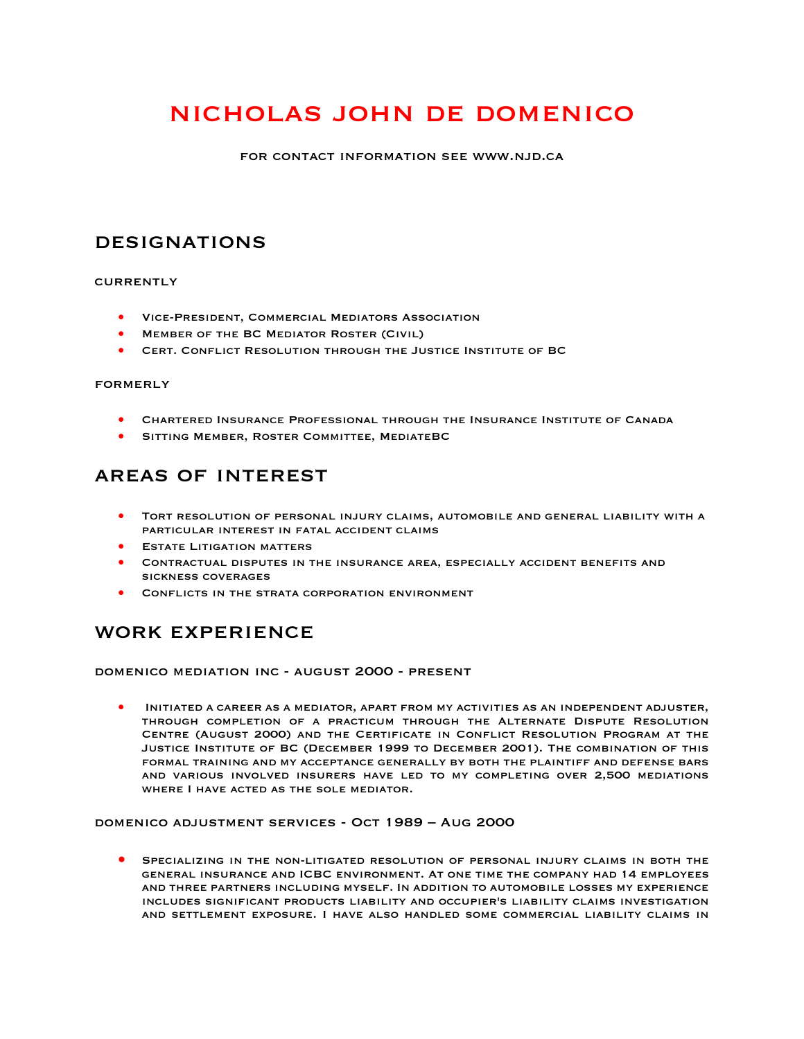# NICHOLAS JOHN DE DOMENICO

FOR CONTACT INFORMATION SEE WWW.NJD.CA

## DESIGNATIONS

### CURRENTLY

- Vice-President, Commercial Mediators Association
- Member of the BC Mediator Roster (Civil)
- Cert. Conflict Resolution through the Justice Institute of BC

### FORMERLY

- Chartered Insurance Professional through the Insurance Institute of Canada
- Sitting Member, Roster Committee, MediateBC

## AREAS OF INTEREST

- Tort resolution of personal injury claims, automobile and general liability with a particular interest in fatal accident claims
- Estate Litigation matters
- Contractual disputes in the insurance area, especially accident benefits and sickness coverages
- Conflicts in the strata corporation environment

## WORK EXPERIENCE

### DOMENICO MEDIATION INC - AUGUST 2000 - PRESENT

- Initiated a career as a mediator, apart from my activities as an independent adjuster, through completion of a practicum through the Alternate Dispute Resolution Centre (August 2000) and the Certificate in Conflict Resolution Program at the Justice Institute of BC (December 1999 to December 2001). The combination of this formal training and my acceptance generally by both the plaintiff and defense bars and various involved insurers have led to my completing over 2,500 mediations where I have acted as the sole mediator.

### DOMENICO ADJUSTMENT SERVICES - Oct 1989 – Aug 2000

- Specializing in the non-litigated resolution of personal injury claims in both the general insurance and ICBC environment. At one time the company had 14 employees and three partners including myself. In addition to automobile losses my experience includes significant products liability and occupier's liability claims investigation and settlement exposure. I have also handled some commercial liability claims in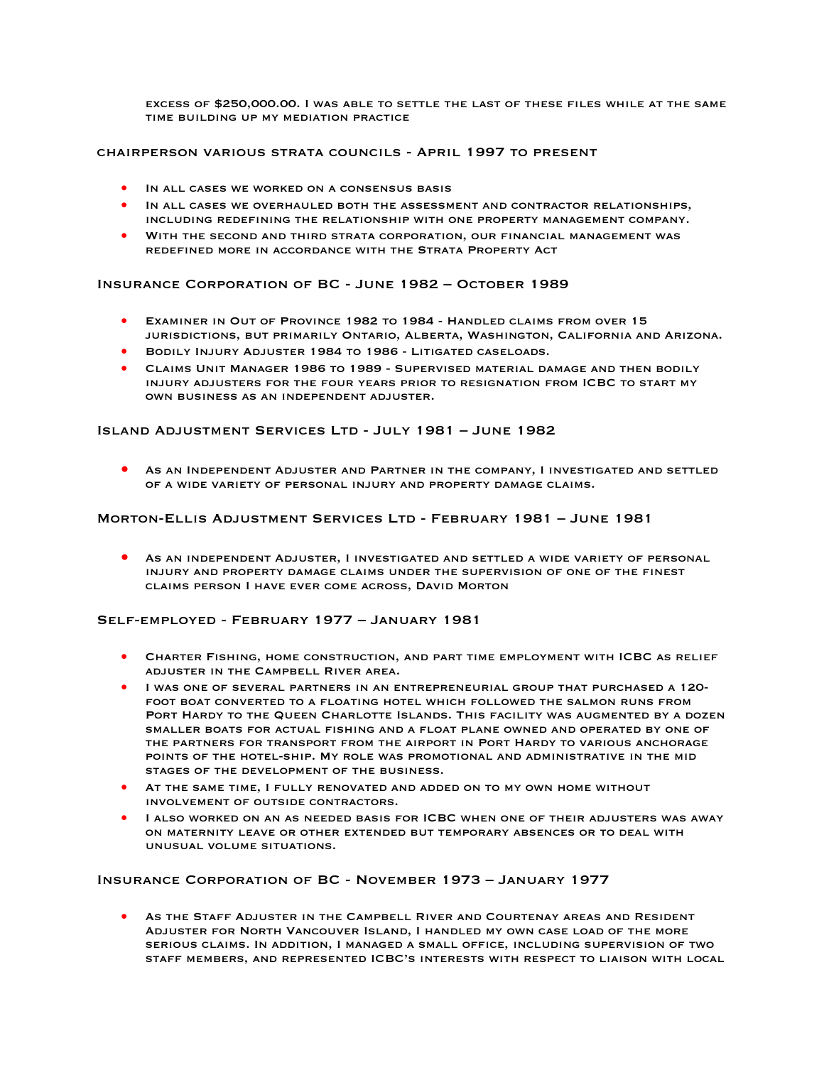excess of $250,000.00. I was able to settle the last of these files while at the same time building up my mediation practice

### chairperson various strata councils - April 1997 to present

- In all cases we worked on a consensus basis
- In all cases we overhauled both the assessment and contractor relationships, including redefining the relationship with one property management company.
- With the second and third strata corporation, our financial management was redefined more in accordance with the Strata Property Act

### Insurance Corporation of BC - June 1982 – October 1989

- Examiner in Out of Province 1982 to 1984 - Handled claims from over 15 jurisdictions, but primarily Ontario, Alberta, Washington, California and Arizona.
- Bodily Injury Adjuster 1984 to 1986 - Litigated caseloads.
- Claims Unit Manager 1986 to 1989 - Supervised material damage and then bodily injury adjusters for the four years prior to resignation from ICBC to start my own business as an independent adjuster.

### Island Adjustment Services Ltd - July 1981 – June 1982

- As an Independent Adjuster and Partner in the company, I investigated and settled of a wide variety of personal injury and property damage claims.

### Morton-Ellis Adjustment Services Ltd - February 1981 – June 1981

- As an independent Adjuster, I investigated and settled a wide variety of personal injury and property damage claims under the supervision of one of the finest claims person I have ever come across, David Morton

### Self-employed - February 1977 – January 1981

- Charter Fishing, home construction, and part time employment with ICBC as relief adjuster in the Campbell River area.
- I was one of several partners in an entrepreneurial group that purchased a 120-foot boat converted to a floating hotel which followed the salmon runs from Port Hardy to the Queen Charlotte Islands. This facility was augmented by a dozen smaller boats for actual fishing and a float plane owned and operated by one of the partners for transport from the airport in Port Hardy to various anchorage points of the hotel-ship. My role was promotional and administrative in the mid stages of the development of the business.
- At the same time, I fully renovated and added on to my own home without involvement of outside contractors.
- I also worked on an as needed basis for ICBC when one of their adjusters was away on maternity leave or other extended but temporary absences or to deal with unusual volume situations.

### Insurance Corporation of BC - November 1973 – January 1977

- As the Staff Adjuster in the Campbell River and Courtenay areas and Resident Adjuster for North Vancouver Island, I handled my own case load of the more serious claims. In addition, I managed a small office, including supervision of two staff members, and represented ICBC's interests with respect to liaison with local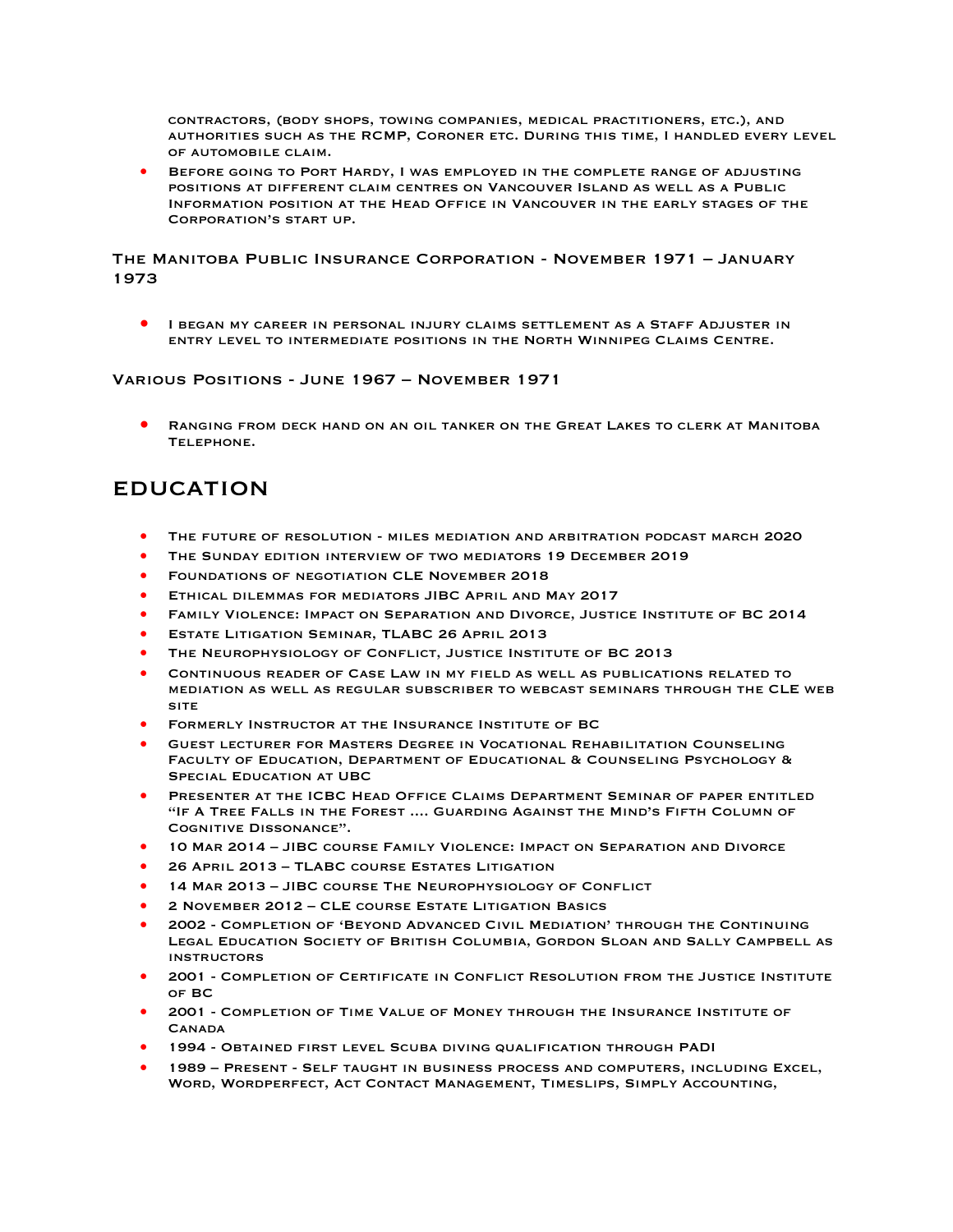contractors, (body shops, towing companies, medical practitioners, etc.), and authorities such as the RCMP, Coroner etc. During this time, I handled every level of automobile claim.

- Before going to Port Hardy, I was employed in the complete range of adjusting positions at different claim centres on Vancouver Island as well as a Public Information position at the Head Office in Vancouver in the early stages of the Corporation's start up.

### The Manitoba Public Insurance Corporation - November 1971 – January 1973

- I began my career in personal injury claims settlement as a Staff Adjuster in entry level to intermediate positions in the North Winnipeg Claims Centre.

### Various Positions - June 1967 – November 1971

- Ranging from deck hand on an oil tanker on the Great Lakes to clerk at Manitoba Telephone.

## EDUCATION

- The future of resolution - miles mediation and arbitration podcast march 2020
- The Sunday edition interview of two mediators 19 December 2019
- Foundations of negotiation CLE November 2018
- Ethical dilemmas for mediators JIBC April and May 2017
- Family Violence: Impact on Separation and Divorce, Justice Institute of BC 2014
- Estate Litigation Seminar, TLABC 26 April 2013
- The Neurophysiology of Conflict, Justice Institute of BC 2013
- Continuous reader of Case Law in my field as well as publications related to mediation as well as regular subscriber to webcast seminars through the CLE web site
- Formerly Instructor at the Insurance Institute of BC
- Guest lecturer for Masters Degree in Vocational Rehabilitation Counseling Faculty of Education, Department of Educational & Counseling Psychology & Special Education at UBC
- Presenter at the ICBC Head Office Claims Department Seminar of paper entitled "If A Tree Falls in the Forest .... Guarding Against the Mind's Fifth Column of Cognitive Dissonance".
- 10 Mar 2014 – JIBC course Family Violence: Impact on Separation and Divorce
- 26 April 2013 – TLABC course Estates Litigation
- 14 Mar 2013 – JIBC course The Neurophysiology of Conflict
- 2 November 2012 – CLE course Estate Litigation Basics
- 2002 - Completion of 'Beyond Advanced Civil Mediation' through the Continuing Legal Education Society of British Columbia, Gordon Sloan and Sally Campbell as instructors
- 2001 - Completion of Certificate in Conflict Resolution from the Justice Institute of BC
- 2001 - Completion of Time Value of Money through the Insurance Institute of Canada
- 1994 - Obtained first level Scuba diving qualification through PADI
- 1989 – Present - Self taught in business process and computers, including Excel, Word, Wordperfect, Act Contact Management, Timeslips, Simply Accounting,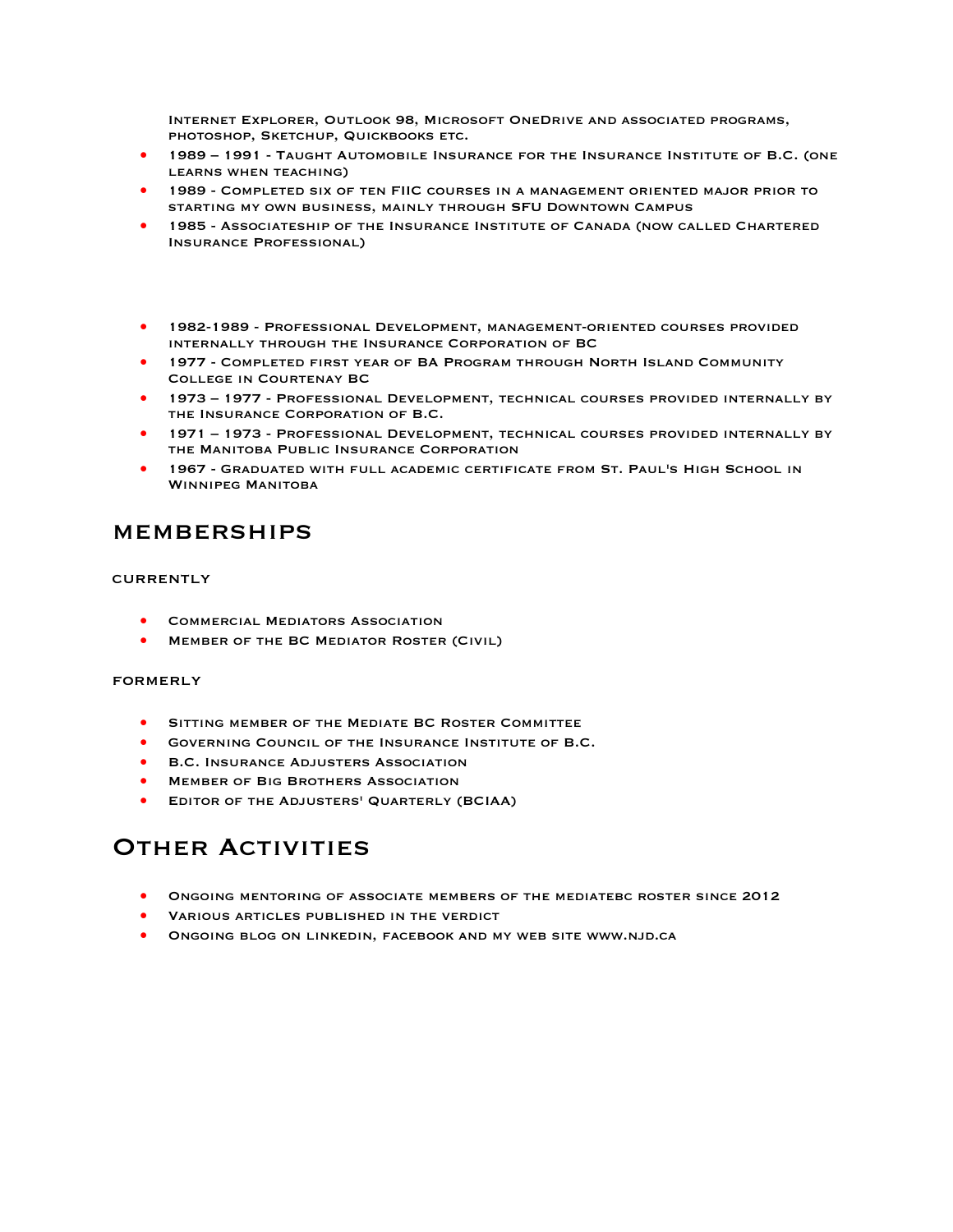Internet Explorer, Outlook 98, Microsoft OneDrive and associated programs, photoshop, Sketchup, Quickbooks etc.

- 1989 – 1991 - Taught Automobile Insurance for the Insurance Institute of B.C. (one learns when teaching)
- 1989 - Completed six of ten FIIC courses in a management oriented major prior to starting my own business, mainly through SFU Downtown Campus
- 1985 - Associateship of the Insurance Institute of Canada (now called Chartered Insurance Professional)

- 1982-1989 - Professional Development, management-oriented courses provided internally through the Insurance Corporation of BC
- 1977 - Completed first year of BA Program through North Island Community College in Courtenay BC
- 1973 – 1977 - Professional Development, technical courses provided internally by the Insurance Corporation of B.C.
- 1971 – 1973 - Professional Development, technical courses provided internally by the Manitoba Public Insurance Corporation
- 1967 - Graduated with full academic certificate from St. Paul's High School in Winnipeg Manitoba

## MEMBERSHIPS

### CURRENTLY

- Commercial Mediators Association
- Member of the BC Mediator Roster (Civil)

### FORMERLY

- Sitting member of the Mediate BC Roster Committee
- Governing Council of the Insurance Institute of B.C.
- B.C. Insurance Adjusters Association
- Member of Big Brothers Association
- Editor of the Adjusters' Quarterly (BCIAA)

## Other Activities

- Ongoing mentoring of associate members of the mediatebc roster since 2012
- Various articles published in the verdict
- Ongoing blog on linkedin, facebook and my web site www.njd.ca